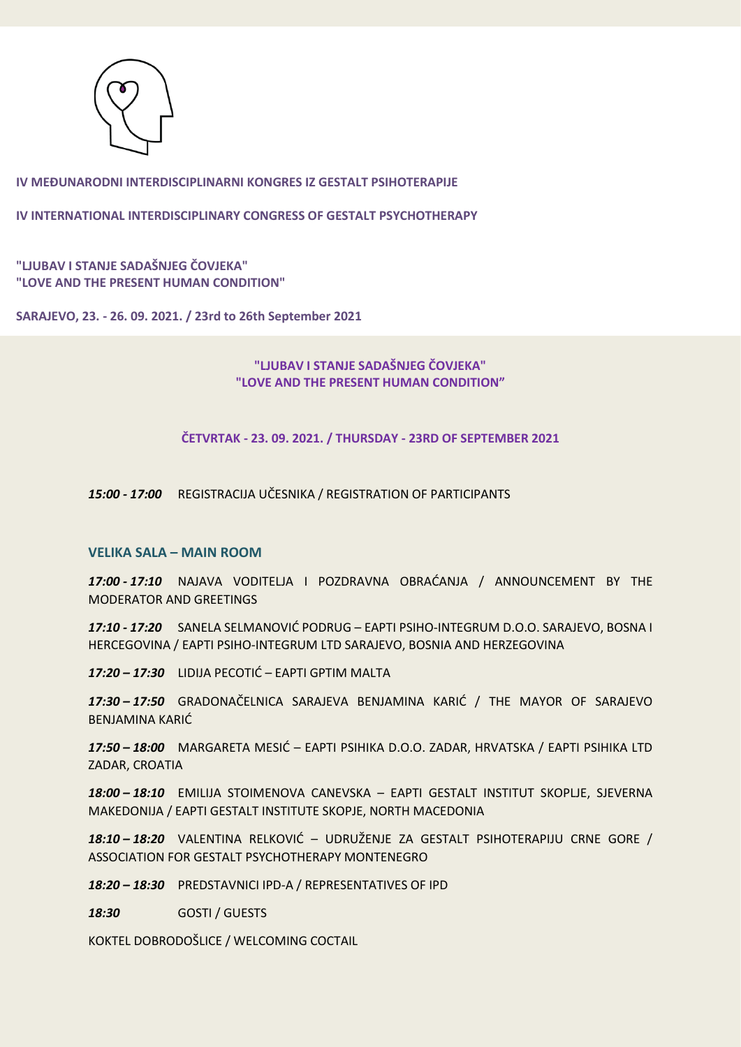**IV MEĐUNARODNI INTERDISCIPLINARNI KONGRES IZ GESTALT PSIHOTERAPIJE**

**IV INTERNATIONAL INTERDISCIPLINARY CONGRESS OF GESTALT PSYCHOTHERAPY**

**"LJUBAV I STANJE SADAŠNJEG ČOVJEKA"**
**"LOVE AND THE PRESENT HUMAN CONDITION"**

**SARAJEVO, 23. - 26. 09. 2021. / 23rd to 26th September 2021**

**"LJUBAV I STANJE SADAŠNJEG ČOVJEKA"**
**"LOVE AND THE PRESENT HUMAN CONDITION"**

## ČETVRTAK - 23. 09. 2021. / THURSDAY - 23RD OF SEPTEMBER 2021

***15:00 - 17:00*** REGISTRACIJA UČESNIKA / REGISTRATION OF PARTICIPANTS

### VELIKA SALA – MAIN ROOM

***17:00 - 17:10*** NAJAVA VODITELJA I POZDRAVNA OBRAĆANJA / ANNOUNCEMENT BY THE MODERATOR AND GREETINGS

***17:10 - 17:20*** SANELA SELMANOVIĆ PODRUG – EAPTI PSIHO-INTEGRUM D.O.O. SARAJEVO, BOSNA I HERCEGOVINA / EAPTI PSIHO-INTEGRUM LTD SARAJEVO, BOSNIA AND HERZEGOVINA

***17:20 – 17:30*** LIDIJA PECOTIĆ – EAPTI GPTIM MALTA

***17:30 – 17:50*** GRADONAČELNICA SARAJEVA BENJAMINA KARIĆ / THE MAYOR OF SARAJEVO BENJAMINA KARIĆ

***17:50 – 18:00*** MARGARETA MESIĆ – EAPTI PSIHIKA D.O.O. ZADAR, HRVATSKA / EAPTI PSIHIKA LTD ZADAR, CROATIA

***18:00 – 18:10*** EMILIJA STOIMENOVA CANEVSKA – EAPTI GESTALT INSTITUT SKOPLJE, SJEVERNA MAKEDONIJA / EAPTI GESTALT INSTITUTE SKOPJE, NORTH MACEDONIA

***18:10 – 18:20*** VALENTINA RELKOVIĆ – UDRUŽENJE ZA GESTALT PSIHOTERAPIJU CRNE GORE / ASSOCIATION FOR GESTALT PSYCHOTHERAPY MONTENEGRO

***18:20 – 18:30*** PREDSTAVNICI IPD-A / REPRESENTATIVES OF IPD

***18:30*** GOSTI / GUESTS

KOKTEL DOBRODOŠLICE / WELCOMING COCTAIL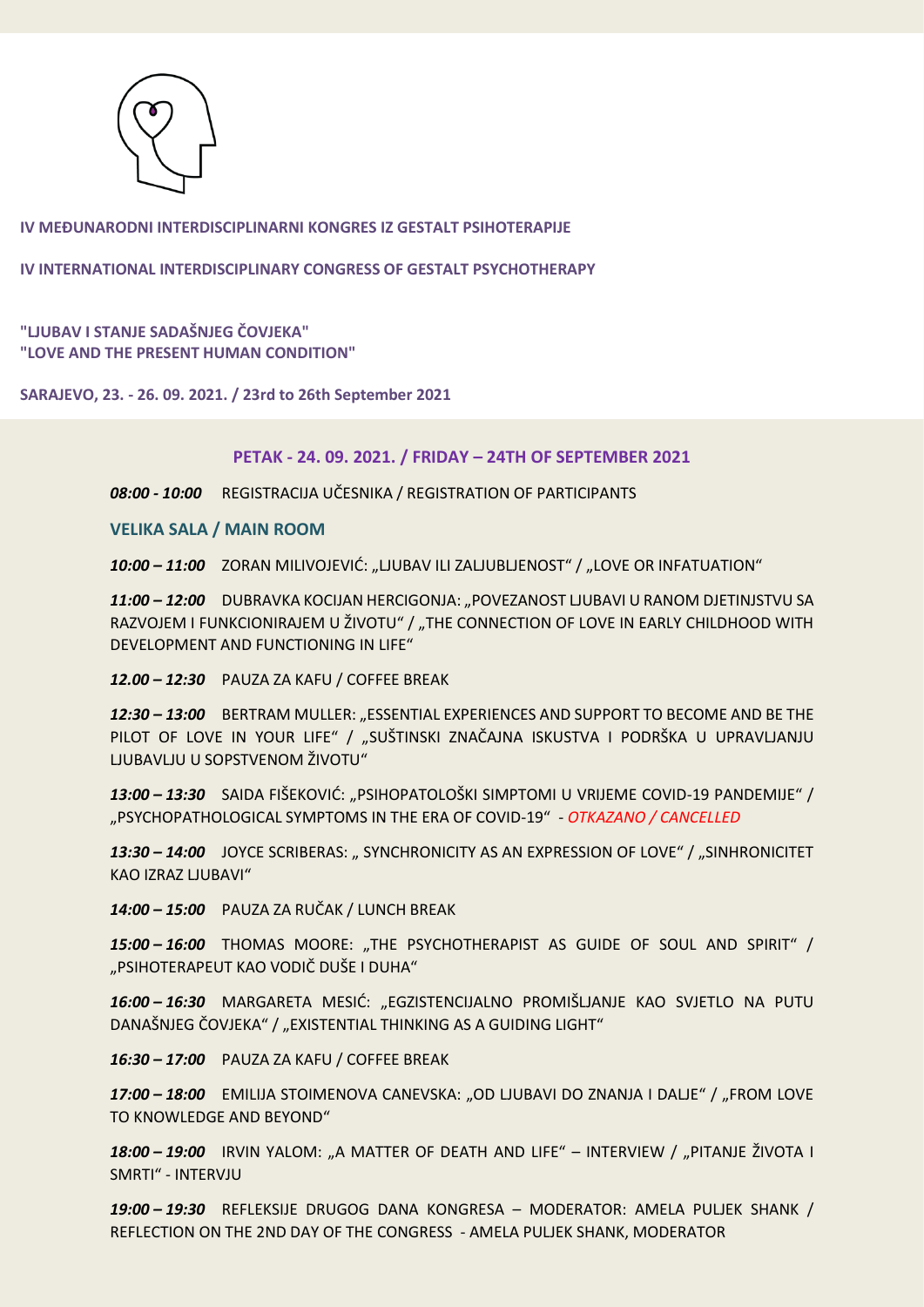**IV MEĐUNARODNI INTERDISCIPLINARNI KONGRES IZ GESTALT PSIHOTERAPIJE**

**IV INTERNATIONAL INTERDISCIPLINARY CONGRESS OF GESTALT PSYCHOTHERAPY**

**"LJUBAV I STANJE SADAŠNJEG ČOVJEKA"**
**"LOVE AND THE PRESENT HUMAN CONDITION"**

**SARAJEVO, 23. - 26. 09. 2021. / 23rd to 26th September 2021**

## PETAK - 24. 09. 2021. / FRIDAY – 24TH OF SEPTEMBER 2021

***08:00 - 10:00*** REGISTRACIJA UČESNIKA / REGISTRATION OF PARTICIPANTS

### VELIKA SALA / MAIN ROOM

***10:00 – 11:00*** ZORAN MILIVOJEVIĆ: „LJUBAV ILI ZALJUBLJENOST“ / „LOVE OR INFATUATION“

***11:00 – 12:00*** DUBRAVKA KOCIJAN HERCIGONJA: „POVEZANOST LJUBAVI U RANOM DJETINJSTVU SA RAZVOJEM I FUNKCIONIRAJEM U ŽIVOTU“ / „THE CONNECTION OF LOVE IN EARLY CHILDHOOD WITH DEVELOPMENT AND FUNCTIONING IN LIFE“

***12.00 – 12:30*** PAUZA ZA KAFU / COFFEE BREAK

***12:30 – 13:00*** BERTRAM MULLER: „ESSENTIAL EXPERIENCES AND SUPPORT TO BECOME AND BE THE PILOT OF LOVE IN YOUR LIFE“ / „SUŠTINSKI ZNAČAJNA ISKUSTVA I PODRŠKA U UPRAVLJANJU LJUBAVLJU U SOPSTVENOM ŽIVOTU“

***13:00 – 13:30*** SAIDA FIŠEKOVIĆ: „PSIHOPATOLOŠKI SIMPTOMI U VRIJEME COVID-19 PANDEMIJE“ / „PSYCHOPATHOLOGICAL SYMPTOMS IN THE ERA OF COVID-19“ - *OTKAZANO / CANCELLED*

***13:30 – 14:00*** JOYCE SCRIBERAS: „ SYNCHRONICITY AS AN EXPRESSION OF LOVE“ / „SINHRONICITET KAO IZRAZ LJUBAVI“

***14:00 – 15:00*** PAUZA ZA RUČAK / LUNCH BREAK

***15:00 – 16:00*** THOMAS MOORE: „THE PSYCHOTHERAPIST AS GUIDE OF SOUL AND SPIRIT“ / „PSIHOTERAPEUT KAO VODIČ DUŠE I DUHA“

***16:00 – 16:30*** MARGARETA MESIĆ: „EGZISTENCIJALNO PROMIŠLJANJE KAO SVJETLO NA PUTU DANAŠNJEG ČOVJEKA“ / „EXISTENTIAL THINKING AS A GUIDING LIGHT“

***16:30 – 17:00*** PAUZA ZA KAFU / COFFEE BREAK

***17:00 – 18:00*** EMILIJA STOIMENOVA CANEVSKA: „OD LJUBAVI DO ZNANJA I DALJE“ / „FROM LOVE TO KNOWLEDGE AND BEYOND“

***18:00 – 19:00*** IRVIN YALOM: „A MATTER OF DEATH AND LIFE“ – INTERVIEW / „PITANJE ŽIVOTA I SMRTI“ - INTERVJU

***19:00 – 19:30*** REFLEKSIJE DRUGOG DANA KONGRESA – MODERATOR: AMELA PULJEK SHANK / REFLECTION ON THE 2ND DAY OF THE CONGRESS - AMELA PULJEK SHANK, MODERATOR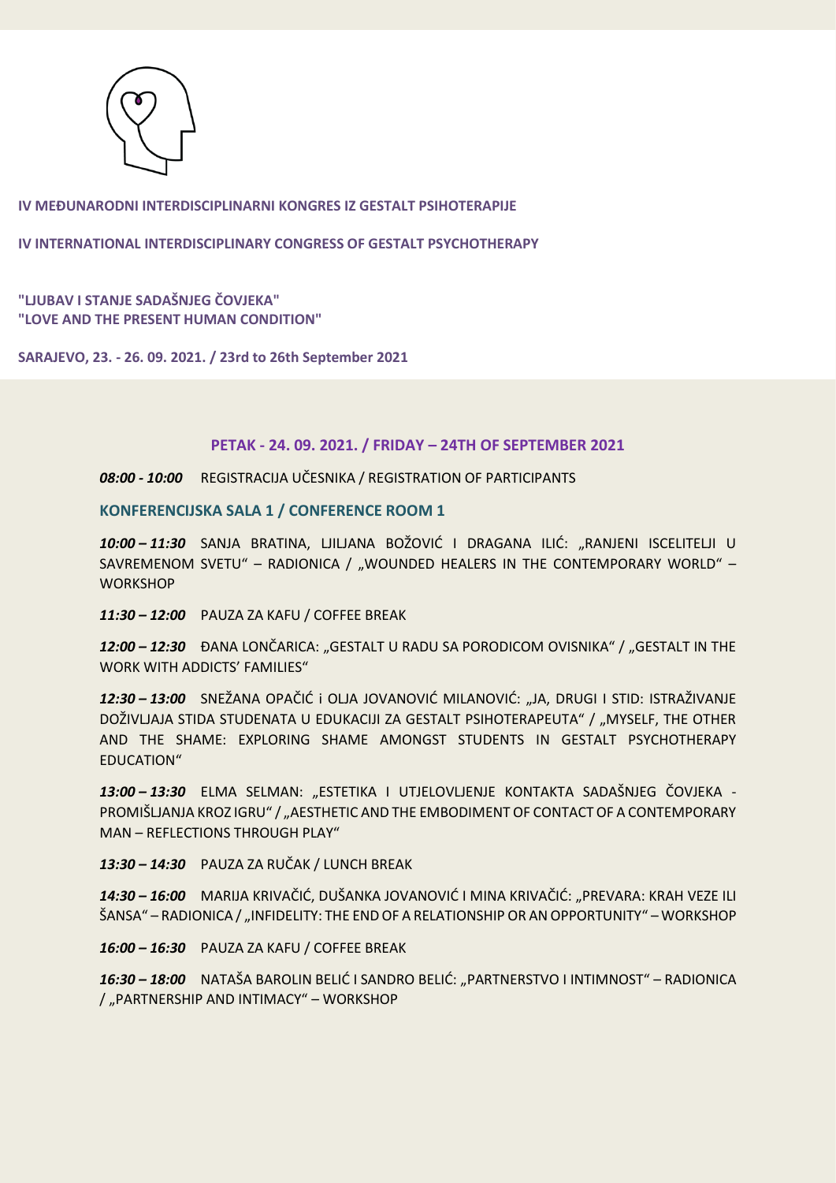**IV MEĐUNARODNI INTERDISCIPLINARNI KONGRES IZ GESTALT PSIHOTERAPIJE**

**IV INTERNATIONAL INTERDISCIPLINARY CONGRESS OF GESTALT PSYCHOTHERAPY**

**"LJUBAV I STANJE SADAŠNJEG ČOVJEKA"**
**"LOVE AND THE PRESENT HUMAN CONDITION"**

**SARAJEVO, 23. - 26. 09. 2021. / 23rd to 26th September 2021**

## PETAK - 24. 09. 2021. / FRIDAY – 24TH OF SEPTEMBER 2021

***08:00 - 10:00*** REGISTRACIJA UČESNIKA / REGISTRATION OF PARTICIPANTS

### KONFERENCIJSKA SALA 1 / CONFERENCE ROOM 1

***10:00 – 11:30*** SANJA BRATINA, LJILJANA BOŽOVIĆ I DRAGANA ILIĆ: „RANJENI ISCELITELJI U SAVREMENOM SVETU“ – RADIONICA / „WOUNDED HEALERS IN THE CONTEMPORARY WORLD“ – WORKSHOP

***11:30 – 12:00*** PAUZA ZA KAFU / COFFEE BREAK

***12:00 – 12:30*** ĐANA LONČARICA: „GESTALT U RADU SA PORODICOM OVISNIKA“ / „GESTALT IN THE WORK WITH ADDICTS' FAMILIES“

***12:30 – 13:00*** SNEŽANA OPAČIĆ i OLJA JOVANOVIĆ MILANOVIĆ: „JA, DRUGI I STID: ISTRAŽIVANJE DOŽIVLJAJA STIDA STUDENATA U EDUKACIJI ZA GESTALT PSIHOTERAPEUTA“ / „MYSELF, THE OTHER AND THE SHAME: EXPLORING SHAME AMONGST STUDENTS IN GESTALT PSYCHOTHERAPY EDUCATION“

***13:00 – 13:30*** ELMA SELMAN: „ESTETIKA I UTJELOVLJENJE KONTAKTA SADAŠNJEG ČOVJEKA - PROMIŠLJANJA KROZ IGRU“ / „AESTHETIC AND THE EMBODIMENT OF CONTACT OF A CONTEMPORARY MAN – REFLECTIONS THROUGH PLAY“

***13:30 – 14:30*** PAUZA ZA RUČAK / LUNCH BREAK

***14:30 – 16:00*** MARIJA KRIVAČIĆ, DUŠANKA JOVANOVIĆ I MINA KRIVAČIĆ: „PREVARA: KRAH VEZE ILI ŠANSA“ – RADIONICA / „INFIDELITY: THE END OF A RELATIONSHIP OR AN OPPORTUNITY“ – WORKSHOP

***16:00 – 16:30*** PAUZA ZA KAFU / COFFEE BREAK

***16:30 – 18:00*** NATAŠA BAROLIN BELIĆ I SANDRO BELIĆ: „PARTNERSTVO I INTIMNOST“ – RADIONICA / „PARTNERSHIP AND INTIMACY“ – WORKSHOP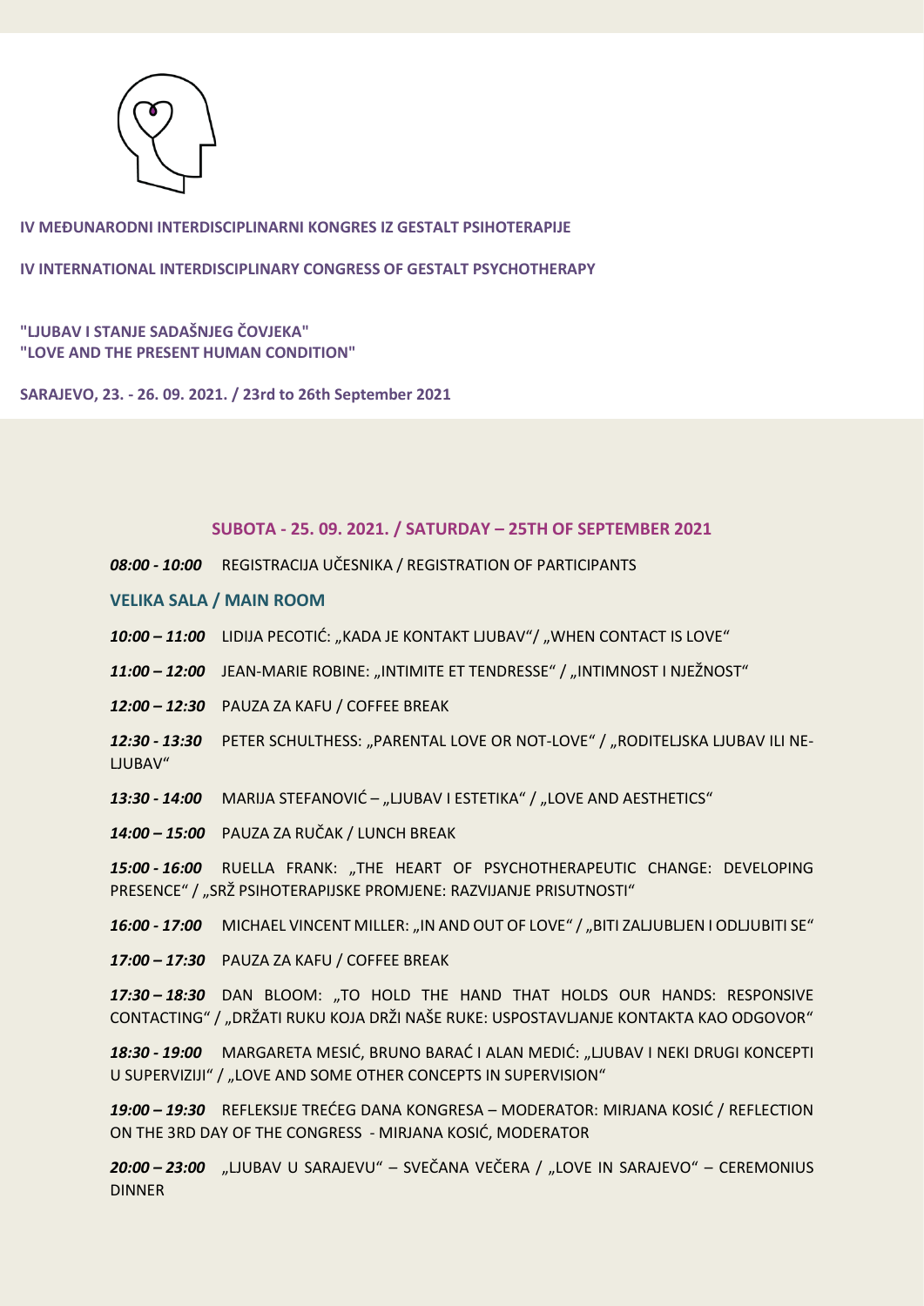**IV MEĐUNARODNI INTERDISCIPLINARNI KONGRES IZ GESTALT PSIHOTERAPIJE**

**IV INTERNATIONAL INTERDISCIPLINARY CONGRESS OF GESTALT PSYCHOTHERAPY**

**"LJUBAV I STANJE SADAŠNJEG ČOVJEKA"**
**"LOVE AND THE PRESENT HUMAN CONDITION"**

**SARAJEVO, 23. - 26. 09. 2021. / 23rd to 26th September 2021**

## SUBOTA - 25. 09. 2021. / SATURDAY – 25TH OF SEPTEMBER 2021

***08:00 - 10:00*** REGISTRACIJA UČESNIKA / REGISTRATION OF PARTICIPANTS

### VELIKA SALA / MAIN ROOM

***10:00 – 11:00*** LIDIJA PECOTIĆ: „KADA JE KONTAKT LJUBAV"/ „WHEN CONTACT IS LOVE"

***11:00 – 12:00*** JEAN-MARIE ROBINE: „INTIMITE ET TENDRESSE" / „INTIMNOST I NJEŽNOST"

***12:00 – 12:30*** PAUZA ZA KAFU / COFFEE BREAK

***12:30 - 13:30*** PETER SCHULTHESS: „PARENTAL LOVE OR NOT-LOVE" / „RODITELJSKA LJUBAV ILI NE-LJUBAV"

***13:30 - 14:00*** MARIJA STEFANOVIĆ – „LJUBAV I ESTETIKA" / „LOVE AND AESTHETICS"

***14:00 – 15:00*** PAUZA ZA RUČAK / LUNCH BREAK

***15:00 - 16:00*** RUELLA FRANK: „THE HEART OF PSYCHOTHERAPEUTIC CHANGE: DEVELOPING PRESENCE" / „SRŽ PSIHOTERAPIJSKE PROMJENE: RAZVIJANJE PRISUTNOSTI"

***16:00 - 17:00*** MICHAEL VINCENT MILLER: „IN AND OUT OF LOVE" / „BITI ZALJUBLJEN I ODLJUBITI SE"

***17:00 – 17:30*** PAUZA ZA KAFU / COFFEE BREAK

***17:30 – 18:30*** DAN BLOOM: „TO HOLD THE HAND THAT HOLDS OUR HANDS: RESPONSIVE CONTACTING" / „DRŽATI RUKU KOJA DRŽI NAŠE RUKE: USPOSTAVLJANJE KONTAKTA KAO ODGOVOR"

***18:30 - 19:00*** MARGARETA MESIĆ, BRUNO BARAĆ I ALAN MEDIĆ: „LJUBAV I NEKI DRUGI KONCEPTI U SUPERVIZIJI" / „LOVE AND SOME OTHER CONCEPTS IN SUPERVISION"

***19:00 – 19:30*** REFLEKSIJE TREĆEG DANA KONGRESA – MODERATOR: MIRJANA KOSIĆ / REFLECTION ON THE 3RD DAY OF THE CONGRESS - MIRJANA KOSIĆ, MODERATOR

***20:00 – 23:00*** „LJUBAV U SARAJEVU" – SVEČANA VEČERA / „LOVE IN SARAJEVO" – CEREMONIUS DINNER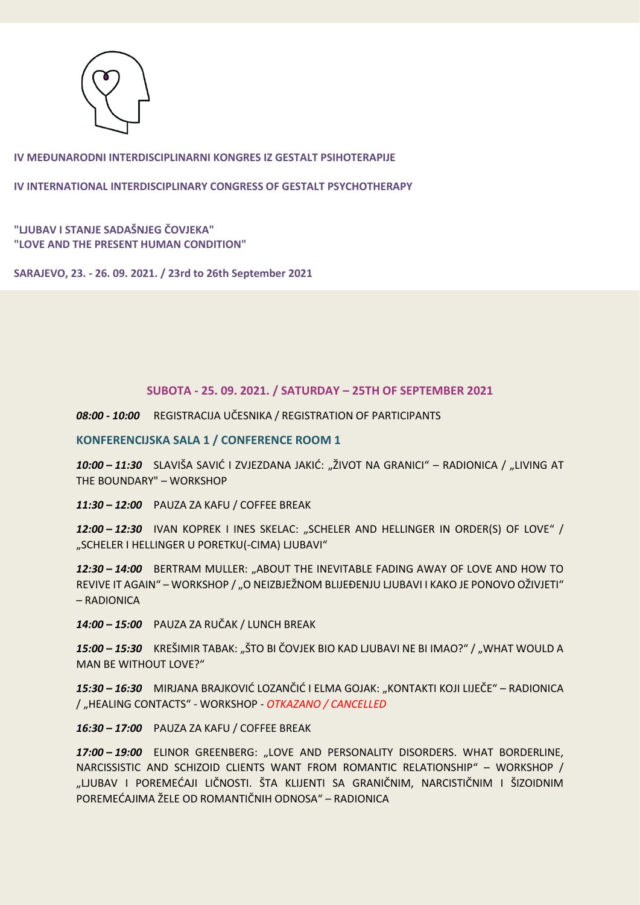**IV MEĐUNARODNI INTERDISCIPLINARNI KONGRES IZ GESTALT PSIHOTERAPIJE**

**IV INTERNATIONAL INTERDISCIPLINARY CONGRESS OF GESTALT PSYCHOTHERAPY**

**"LJUBAV I STANJE SADAŠNJEG ČOVJEKA"**
**"LOVE AND THE PRESENT HUMAN CONDITION"**

**SARAJEVO, 23. - 26. 09. 2021. / 23rd to 26th September 2021**

## SUBOTA - 25. 09. 2021. / SATURDAY – 25TH OF SEPTEMBER 2021

***08:00 - 10:00*** REGISTRACIJA UČESNIKA / REGISTRATION OF PARTICIPANTS

### KONFERENCIJSKA SALA 1 / CONFERENCE ROOM 1

***10:00 – 11:30*** SLAVIŠA SAVIĆ I ZVJEZDANA JAKIĆ: „ŽIVOT NA GRANICI" – RADIONICA / „LIVING AT THE BOUNDARY" – WORKSHOP

***11:30 – 12:00*** PAUZA ZA KAFU / COFFEE BREAK

***12:00 – 12:30*** IVAN KOPREK I INES SKELAC: „SCHELER AND HELLINGER IN ORDER(S) OF LOVE" / „SCHELER I HELLINGER U PORETKU(-CIMA) LJUBAVI"

***12:30 – 14:00*** BERTRAM MULLER: „ABOUT THE INEVITABLE FADING AWAY OF LOVE AND HOW TO REVIVE IT AGAIN" – WORKSHOP / „O NEIZBJEŽNOM BLIJEĐENJU LJUBAVI I KAKO JE PONOVO OŽIVJETI" – RADIONICA

***14:00 – 15:00*** PAUZA ZA RUČAK / LUNCH BREAK

***15:00 – 15:30*** KREŠIMIR TABAK: „ŠTO BI ČOVJEK BIO KAD LJUBAVI NE BI IMAO?" / „WHAT WOULD A MAN BE WITHOUT LOVE?"

***15:30 – 16:30*** MIRJANA BRAJKOVIĆ LOZANČIĆ I ELMA GOJAK: „KONTAKTI KOJI LIJEČE" – RADIONICA / „HEALING CONTACTS" - WORKSHOP - *OTKAZANO / CANCELLED*

***16:30 – 17:00*** PAUZA ZA KAFU / COFFEE BREAK

***17:00 – 19:00*** ELINOR GREENBERG: „LOVE AND PERSONALITY DISORDERS. WHAT BORDERLINE, NARCISSISTIC AND SCHIZOID CLIENTS WANT FROM ROMANTIC RELATIONSHIP" – WORKSHOP / „LJUBAV I POREMEĆAJI LIČNOSTI. ŠTA KLIJENTI SA GRANIČNIM, NARCISTIČNIM I ŠIZOIDNIM POREMEĆAJIMA ŽELE OD ROMANTIČNIH ODNOSA" – RADIONICA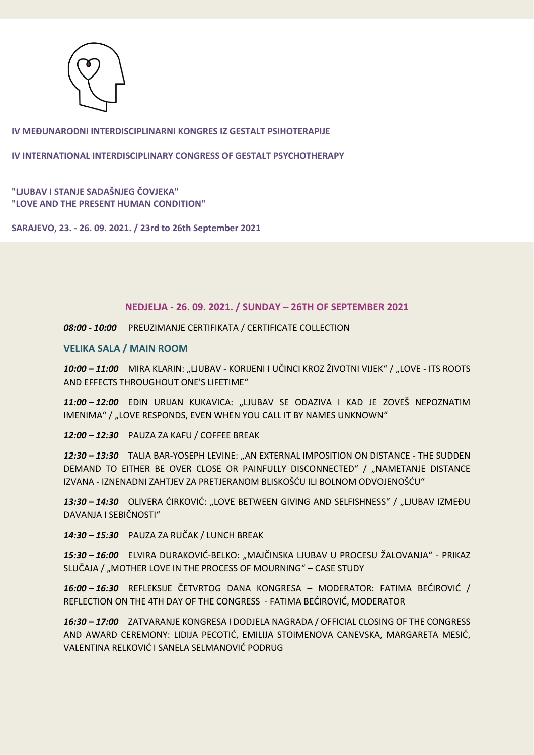**IV MEĐUNARODNI INTERDISCIPLINARNI KONGRES IZ GESTALT PSIHOTERAPIJE**

**IV INTERNATIONAL INTERDISCIPLINARY CONGRESS OF GESTALT PSYCHOTHERAPY**

**"LJUBAV I STANJE SADAŠNJEG ČOVJEKA"**
**"LOVE AND THE PRESENT HUMAN CONDITION"**

**SARAJEVO, 23. - 26. 09. 2021. / 23rd to 26th September 2021**

## NEDJELJA - 26. 09. 2021. / SUNDAY – 26TH OF SEPTEMBER 2021

***08:00 - 10:00*** PREUZIMANJE CERTIFIKATA / CERTIFICATE COLLECTION

### VELIKA SALA / MAIN ROOM

***10:00 – 11:00*** MIRA KLARIN: „LJUBAV - KORIJENI I UČINCI KROZ ŽIVOTNI VIJEK" / „LOVE - ITS ROOTS AND EFFECTS THROUGHOUT ONE'S LIFETIME"

***11:00 – 12:00*** EDIN URIJAN KUKAVICA: „LJUBAV SE ODAZIVA I KAD JE ZOVEŠ NEPOZNATIM IMENIMA" / „LOVE RESPONDS, EVEN WHEN YOU CALL IT BY NAMES UNKNOWN"

***12:00 – 12:30*** PAUZA ZA KAFU / COFFEE BREAK

***12:30 – 13:30*** TALIA BAR-YOSEPH LEVINE: „AN EXTERNAL IMPOSITION ON DISTANCE - THE SUDDEN DEMAND TO EITHER BE OVER CLOSE OR PAINFULLY DISCONNECTED" / „NAMETANJE DISTANCE IZVANA - IZNENADNI ZAHTJEV ZA PRETJERANOM BLISKOŠĆU ILI BOLNOM ODVOJENOŠĆU"

***13:30 – 14:30*** OLIVERA ĆIRKOVIĆ: „LOVE BETWEEN GIVING AND SELFISHNESS" / „LJUBAV IZMEĐU DAVANJA I SEBIČNOSTI"

***14:30 – 15:30*** PAUZA ZA RUČAK / LUNCH BREAK

***15:30 – 16:00*** ELVIRA DURAKOVIĆ-BELKO: „MAJČINSKA LJUBAV U PROCESU ŽALOVANJA" - PRIKAZ SLUČAJA / „MOTHER LOVE IN THE PROCESS OF MOURNING" – CASE STUDY

***16:00 – 16:30*** REFLEKSIJE ČETVRTOG DANA KONGRESA – MODERATOR: FATIMA BEĆIROVIĆ / REFLECTION ON THE 4TH DAY OF THE CONGRESS - FATIMA BEĆIROVIĆ, MODERATOR

***16:30 – 17:00*** ZATVARANJE KONGRESA I DODJELA NAGRADA / OFFICIAL CLOSING OF THE CONGRESS AND AWARD CEREMONY: LIDIJA PECOTIĆ, EMILIJA STOIMENOVA CANEVSKA, MARGARETA MESIĆ, VALENTINA RELKOVIĆ I SANELA SELMANOVIĆ PODRUG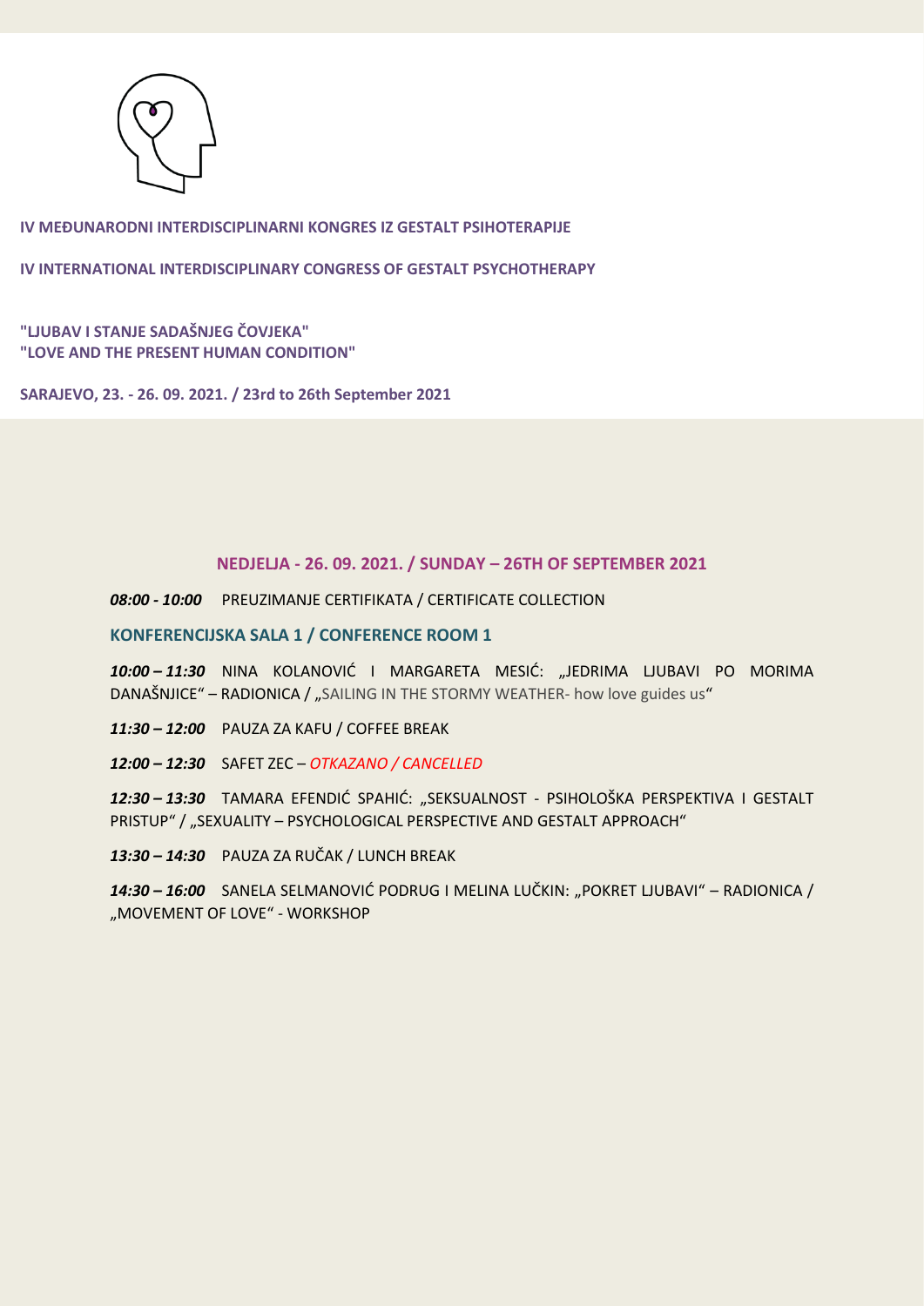**IV MEĐUNARODNI INTERDISCIPLINARNI KONGRES IZ GESTALT PSIHOTERAPIJE**

**IV INTERNATIONAL INTERDISCIPLINARY CONGRESS OF GESTALT PSYCHOTHERAPY**

**"LJUBAV I STANJE SADAŠNJEG ČOVJEKA"**
**"LOVE AND THE PRESENT HUMAN CONDITION"**

**SARAJEVO, 23. - 26. 09. 2021. / 23rd to 26th September 2021**

## NEDJELJA - 26. 09. 2021. / SUNDAY – 26TH OF SEPTEMBER 2021

***08:00 - 10:00*** PREUZIMANJE CERTIFIKATA / CERTIFICATE COLLECTION

### KONFERENCIJSKA SALA 1 / CONFERENCE ROOM 1

***10:00 – 11:30*** NINA KOLANOVIĆ I MARGARETA MESIĆ: „JEDRIMA LJUBAVI PO MORIMA DANAŠNJICE“ – RADIONICA / „SAILING IN THE STORMY WEATHER- how love guides us“

***11:30 – 12:00*** PAUZA ZA KAFU / COFFEE BREAK

***12:00 – 12:30*** SAFET ZEC – *OTKAZANO / CANCELLED*

***12:30 – 13:30*** TAMARA EFENDIĆ SPAHIĆ: „SEKSUALNOST - PSIHOLOŠKA PERSPEKTIVA I GESTALT PRISTUP“ / „SEXUALITY – PSYCHOLOGICAL PERSPECTIVE AND GESTALT APPROACH“

***13:30 – 14:30*** PAUZA ZA RUČAK / LUNCH BREAK

***14:30 – 16:00*** SANELA SELMANOVIĆ PODRUG I MELINA LUČKIN: „POKRET LJUBAVI“ – RADIONICA / „MOVEMENT OF LOVE“ - WORKSHOP